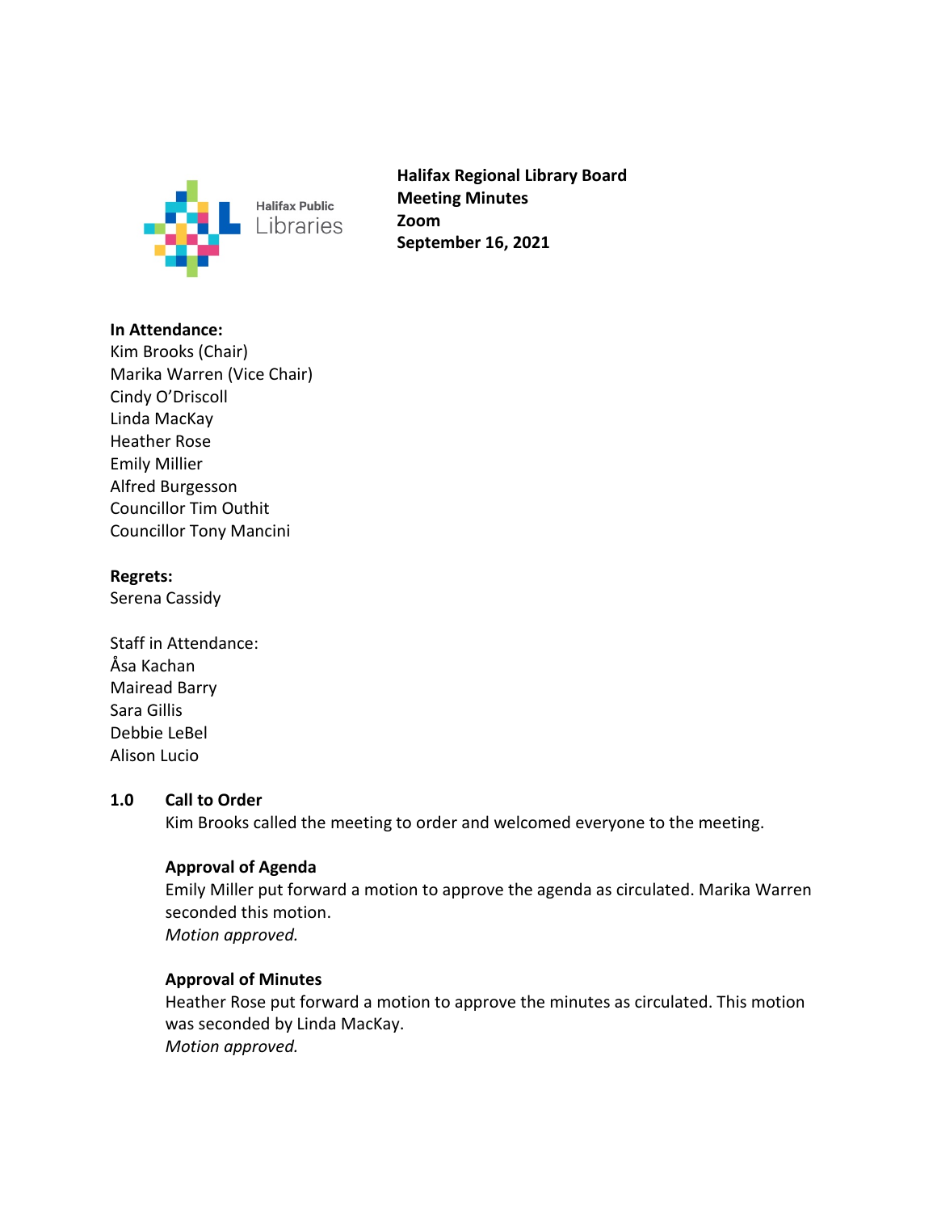Halifax Public Libraries

**Halifax Regional Library Board**
**Meeting Minutes**
**Zoom**
**September 16, 2021**

**In Attendance:**
Kim Brooks (Chair)
Marika Warren (Vice Chair)
Cindy O'Driscoll
Linda MacKay
Heather Rose
Emily Millier
Alfred Burgesson
Councillor Tim Outhit
Councillor Tony Mancini

**Regrets:**
Serena Cassidy

Staff in Attendance:
Åsa Kachan
Mairead Barry
Sara Gillis
Debbie LeBel
Alison Lucio

## 1.0 Call to Order

Kim Brooks called the meeting to order and welcomed everyone to the meeting.

**Approval of Agenda**

Emily Miller put forward a motion to approve the agenda as circulated. Marika Warren seconded this motion.
*Motion approved.*

**Approval of Minutes**

Heather Rose put forward a motion to approve the minutes as circulated. This motion was seconded by Linda MacKay.
*Motion approved.*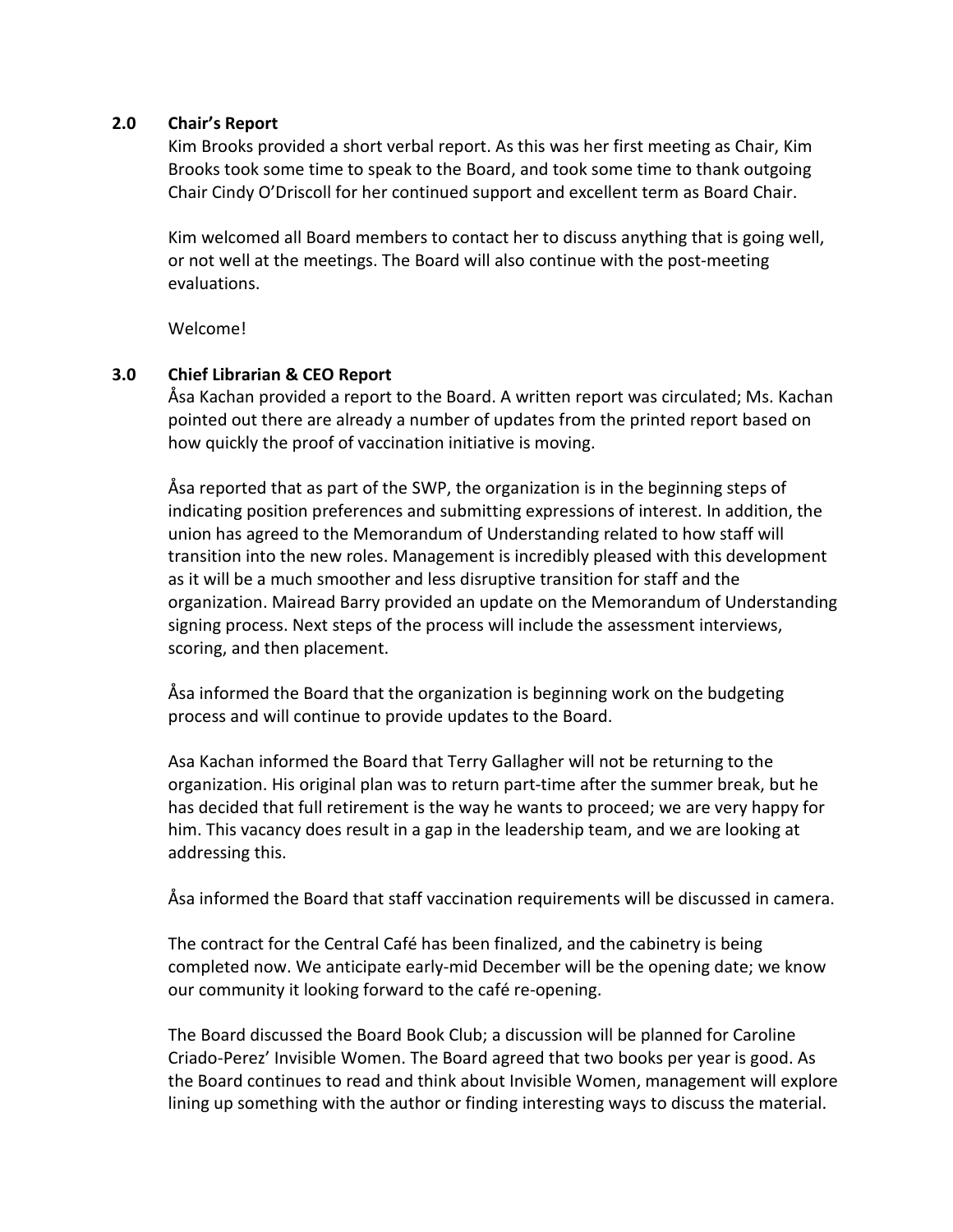## 2.0 Chair's Report

Kim Brooks provided a short verbal report. As this was her first meeting as Chair, Kim Brooks took some time to speak to the Board, and took some time to thank outgoing Chair Cindy O'Driscoll for her continued support and excellent term as Board Chair.

Kim welcomed all Board members to contact her to discuss anything that is going well, or not well at the meetings. The Board will also continue with the post-meeting evaluations.

Welcome!

## 3.0 Chief Librarian & CEO Report

Åsa Kachan provided a report to the Board. A written report was circulated; Ms. Kachan pointed out there are already a number of updates from the printed report based on how quickly the proof of vaccination initiative is moving.

Åsa reported that as part of the SWP, the organization is in the beginning steps of indicating position preferences and submitting expressions of interest. In addition, the union has agreed to the Memorandum of Understanding related to how staff will transition into the new roles. Management is incredibly pleased with this development as it will be a much smoother and less disruptive transition for staff and the organization. Mairead Barry provided an update on the Memorandum of Understanding signing process. Next steps of the process will include the assessment interviews, scoring, and then placement.

Åsa informed the Board that the organization is beginning work on the budgeting process and will continue to provide updates to the Board.

Asa Kachan informed the Board that Terry Gallagher will not be returning to the organization. His original plan was to return part-time after the summer break, but he has decided that full retirement is the way he wants to proceed; we are very happy for him. This vacancy does result in a gap in the leadership team, and we are looking at addressing this.

Åsa informed the Board that staff vaccination requirements will be discussed in camera.

The contract for the Central Café has been finalized, and the cabinetry is being completed now. We anticipate early-mid December will be the opening date; we know our community it looking forward to the café re-opening.

The Board discussed the Board Book Club; a discussion will be planned for Caroline Criado-Perez' Invisible Women. The Board agreed that two books per year is good. As the Board continues to read and think about Invisible Women, management will explore lining up something with the author or finding interesting ways to discuss the material.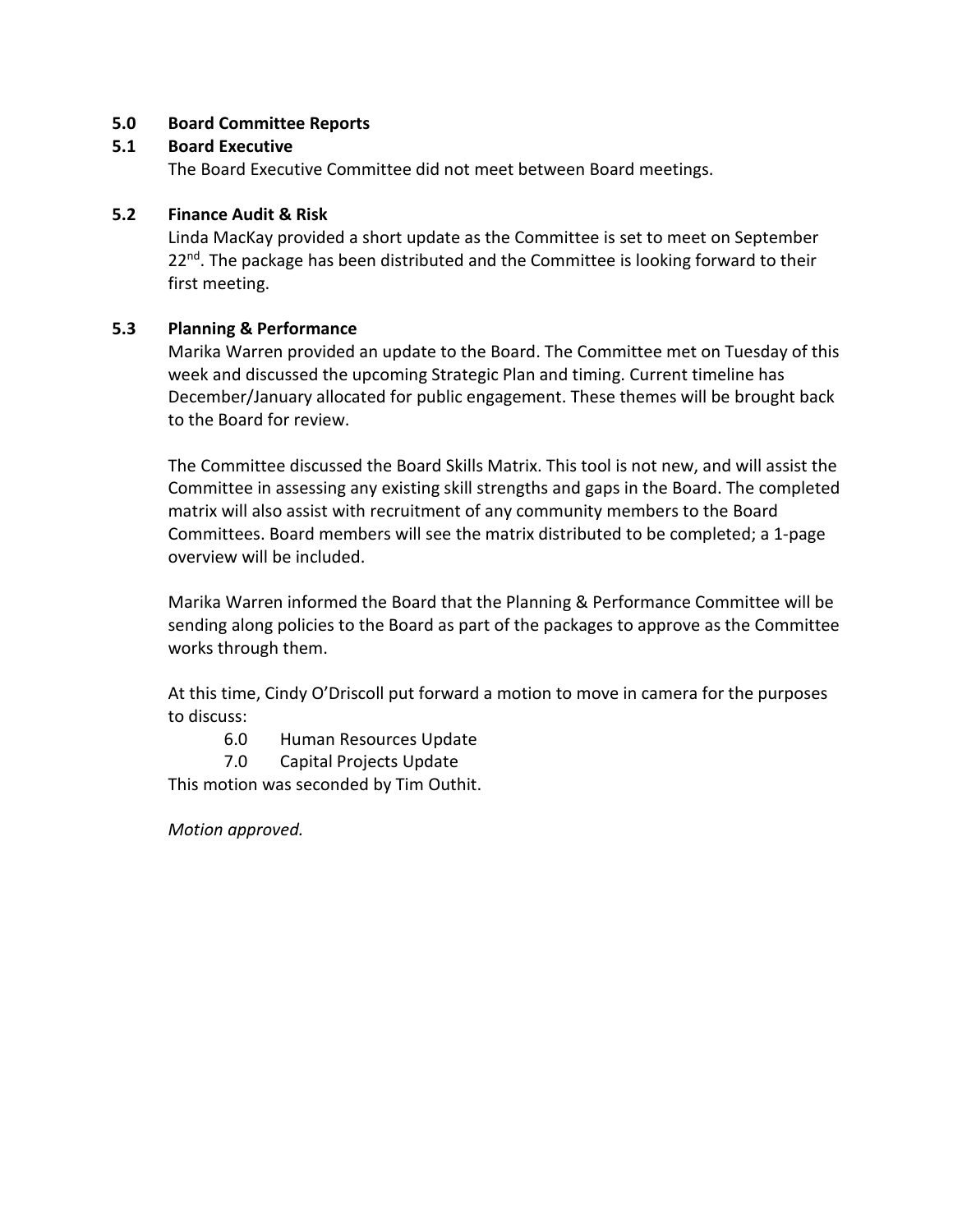## 5.0 Board Committee Reports

### 5.1 Board Executive

The Board Executive Committee did not meet between Board meetings.

### 5.2 Finance Audit & Risk

Linda MacKay provided a short update as the Committee is set to meet on September 22nd. The package has been distributed and the Committee is looking forward to their first meeting.

### 5.3 Planning & Performance

Marika Warren provided an update to the Board. The Committee met on Tuesday of this week and discussed the upcoming Strategic Plan and timing. Current timeline has December/January allocated for public engagement. These themes will be brought back to the Board for review.

The Committee discussed the Board Skills Matrix. This tool is not new, and will assist the Committee in assessing any existing skill strengths and gaps in the Board. The completed matrix will also assist with recruitment of any community members to the Board Committees. Board members will see the matrix distributed to be completed; a 1-page overview will be included.

Marika Warren informed the Board that the Planning & Performance Committee will be sending along policies to the Board as part of the packages to approve as the Committee works through them.

At this time, Cindy O'Driscoll put forward a motion to move in camera for the purposes to discuss:

- 6.0 Human Resources Update
- 7.0 Capital Projects Update

This motion was seconded by Tim Outhit.

*Motion approved.*